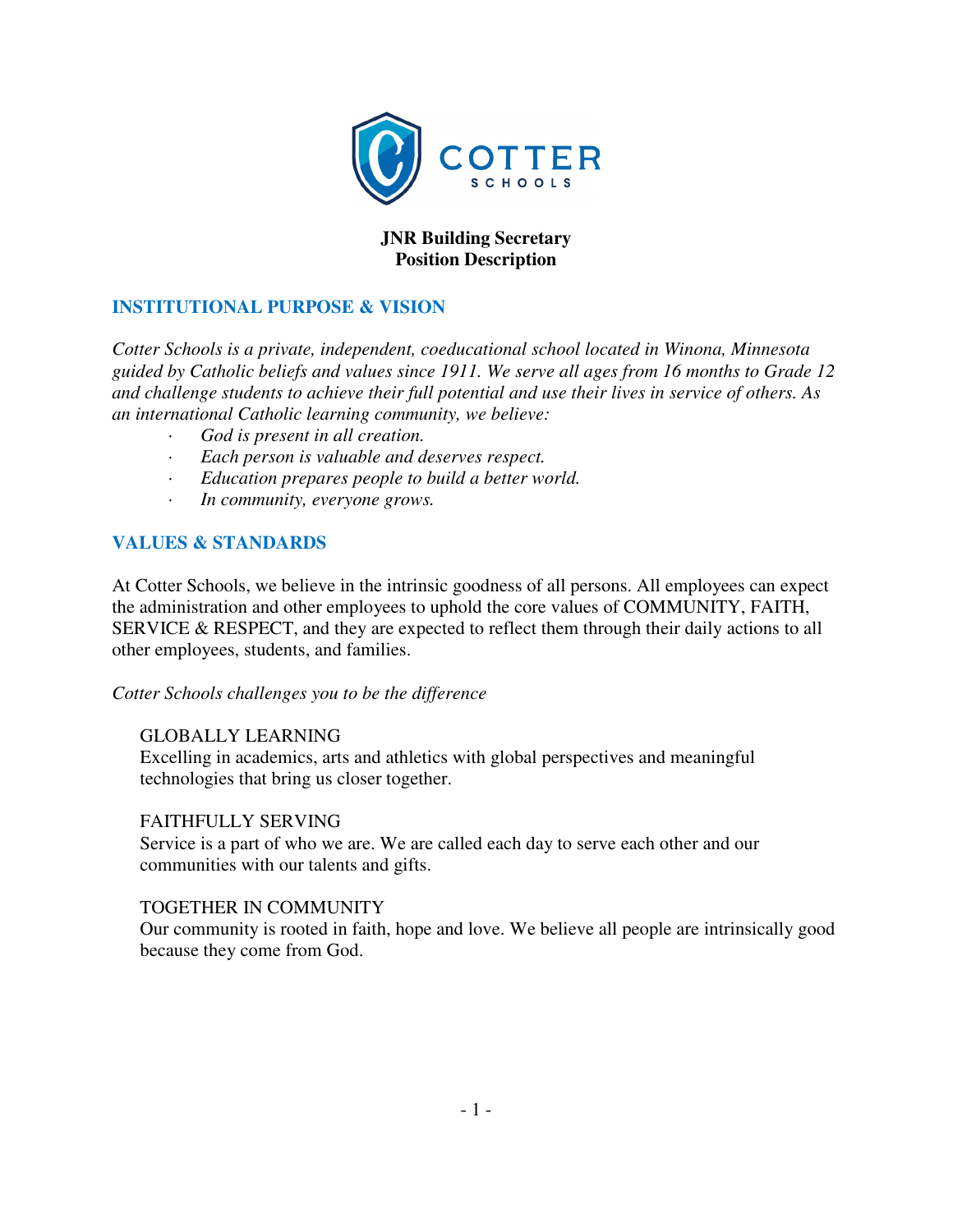# JNR Building Secretary
# Position Description

## INSTITUTIONAL PURPOSE & VISION

*Cotter Schools is a private, independent, coeducational school located in Winona, Minnesota guided by Catholic beliefs and values since 1911. We serve all ages from 16 months to Grade 12 and challenge students to achieve their full potential and use their lives in service of others. As an international Catholic learning community, we believe:*

- *God is present in all creation.*
- *Each person is valuable and deserves respect.*
- *Education prepares people to build a better world.*
- *In community, everyone grows.*

## VALUES & STANDARDS

At Cotter Schools, we believe in the intrinsic goodness of all persons. All employees can expect the administration and other employees to uphold the core values of COMMUNITY, FAITH, SERVICE & RESPECT, and they are expected to reflect them through their daily actions to all other employees, students, and families.

*Cotter Schools challenges you to be the difference*

GLOBALLY LEARNING
Excelling in academics, arts and athletics with global perspectives and meaningful technologies that bring us closer together.

FAITHFULLY SERVING
Service is a part of who we are. We are called each day to serve each other and our communities with our talents and gifts.

TOGETHER IN COMMUNITY
Our community is rooted in faith, hope and love. We believe all people are intrinsically good because they come from God.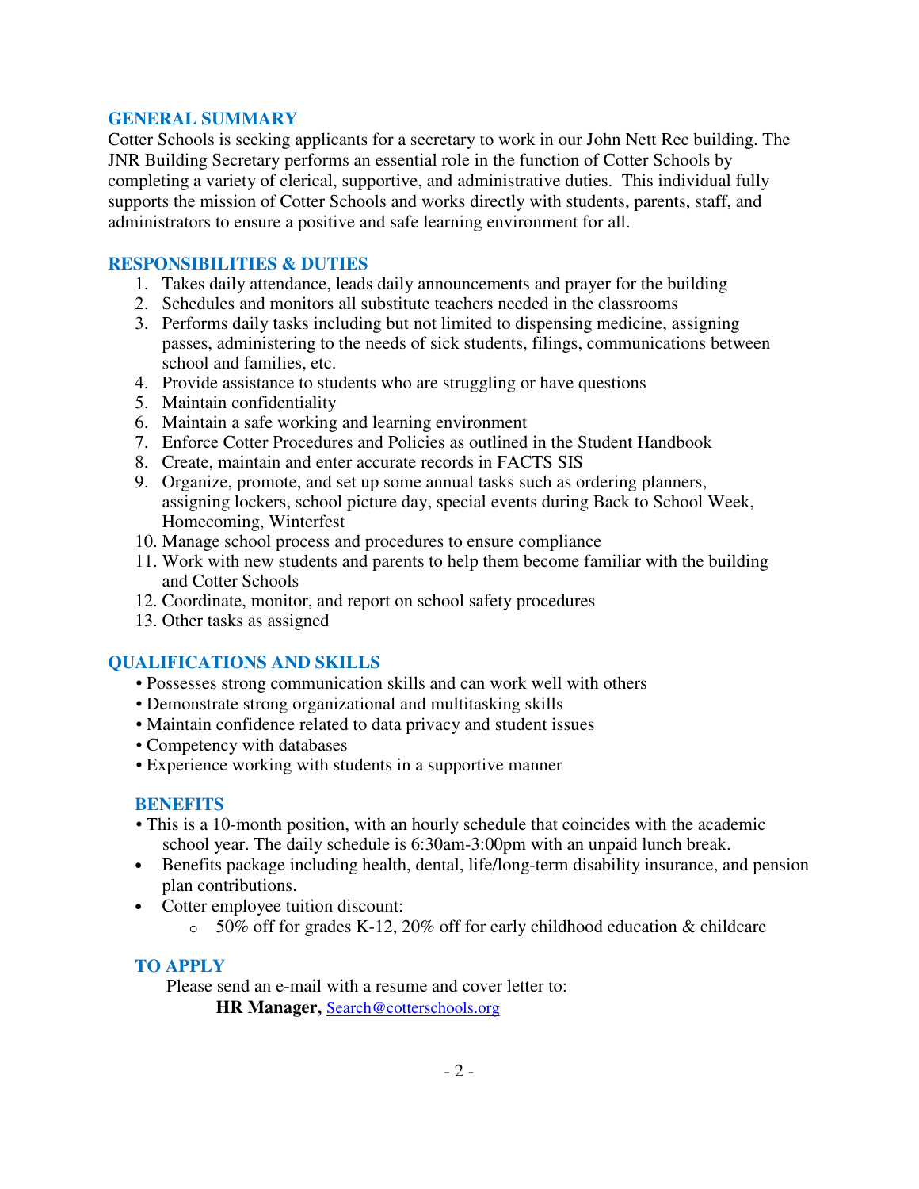## GENERAL SUMMARY

Cotter Schools is seeking applicants for a secretary to work in our John Nett Rec building. The JNR Building Secretary performs an essential role in the function of Cotter Schools by completing a variety of clerical, supportive, and administrative duties. This individual fully supports the mission of Cotter Schools and works directly with students, parents, staff, and administrators to ensure a positive and safe learning environment for all.

## RESPONSIBILITIES & DUTIES

1. Takes daily attendance, leads daily announcements and prayer for the building
2. Schedules and monitors all substitute teachers needed in the classrooms
3. Performs daily tasks including but not limited to dispensing medicine, assigning passes, administering to the needs of sick students, filings, communications between school and families, etc.
4. Provide assistance to students who are struggling or have questions
5. Maintain confidentiality
6. Maintain a safe working and learning environment
7. Enforce Cotter Procedures and Policies as outlined in the Student Handbook
8. Create, maintain and enter accurate records in FACTS SIS
9. Organize, promote, and set up some annual tasks such as ordering planners, assigning lockers, school picture day, special events during Back to School Week, Homecoming, Winterfest
10. Manage school process and procedures to ensure compliance
11. Work with new students and parents to help them become familiar with the building and Cotter Schools
12. Coordinate, monitor, and report on school safety procedures
13. Other tasks as assigned

## QUALIFICATIONS AND SKILLS

- Possesses strong communication skills and can work well with others
- Demonstrate strong organizational and multitasking skills
- Maintain confidence related to data privacy and student issues
- Competency with databases
- Experience working with students in a supportive manner

## BENEFITS

- This is a 10-month position, with an hourly schedule that coincides with the academic school year. The daily schedule is 6:30am-3:00pm with an unpaid lunch break.
- Benefits package including health, dental, life/long-term disability insurance, and pension plan contributions.
- Cotter employee tuition discount:
  - 50% off for grades K-12, 20% off for early childhood education & childcare

## TO APPLY

Please send an e-mail with a resume and cover letter to:

**HR Manager,** Search@cotterschools.org